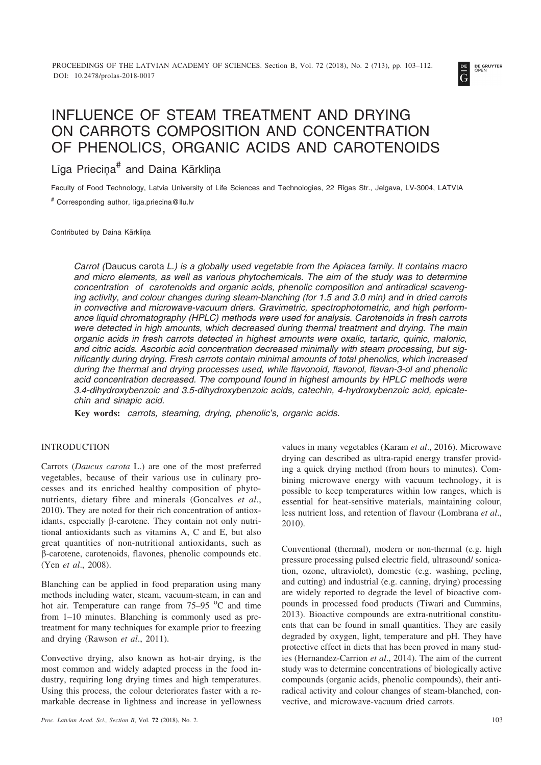# INFLUENCE OF STEAM TREATMENT AND DRYING ON CARROTS COMPOSITION AND CONCENTRATION OF PHENOLICS, ORGANIC ACIDS AND CAROTENOIDS

Līga Priecina[#] and Daina Kārkliņa

Faculty of Food Technology, Latvia University of Life Sciences and Technologies, 22 Rīgas Str., Jelgava, LV-3004, LATVIA

[#] Corresponding author, liga.priecina@llu.lv

Contributed by Daina Kārkliņa

*Carrot (*Daucus carota *L.) is a globally used vegetable from the Apiacea family. It contains macro and micro elements, as well as various phytochemicals. The aim of the study was to determine concentration of carotenoids and organic acids, phenolic composition and antiradical scavenging activity, and colour changes during steam-blanching (for 1.5 and 3.0 min) and in dried carrots in convective and microwave-vacuum driers. Gravimetric, spectrophotometric, and high performance liquid chromatography (HPLC) methods were used for analysis. Carotenoids in fresh carrots were detected in high amounts, which decreased during thermal treatment and drying. The main organic acids in fresh carrots detected in highest amounts were oxalic, tartaric, quinic, malonic, and citric acids. Ascorbic acid concentration decreased minimally with steam processing, but significantly during drying. Fresh carrots contain minimal amounts of total phenolics, which increased during the thermal and drying processes used, while flavonoid, flavonol, flavan-3-ol and phenolic acid concentration decreased. The compound found in highest amounts by HPLC methods were 3.4-dihydroxybenzoic and 3.5-dihydroxybenzoic acids, catechin, 4-hydroxybenzoic acid, epicatechin and sinapic acid.*

**Key words:** *carrots, steaming, drying, phenolic's, organic acids.*

## INTRODUCTION

Carrots (*Daucus carota* L.) are one of the most preferred vegetables, because of their various use in culinary processes and its enriched healthy composition of phytonutrients, dietary fibre and minerals (Goncalves *et al*., 2010). They are noted for their rich concentration of antioxidants, especially β-carotene. They contain not only nutritional antioxidants such as vitamins A, C and E, but also great quantities of non-nutritional antioxidants, such as β-carotene, carotenoids, flavones, phenolic compounds etc. (Yen *et al*., 2008).

Blanching can be applied in food preparation using many methods including water, steam, vacuum-steam, in can and hot air. Temperature can range from 75–95 °C and time from 1–10 minutes. Blanching is commonly used as pretreatment for many techniques for example prior to freezing and drying (Rawson *et al*., 2011).

Convective drying, also known as hot-air drying, is the most common and widely adapted process in the food industry, requiring long drying times and high temperatures. Using this process, the colour deteriorates faster with a remarkable decrease in lightness and increase in yellowness values in many vegetables (Karam *et al*., 2016). Microwave drying can described as ultra-rapid energy transfer providing a quick drying method (from hours to minutes). Combining microwave energy with vacuum technology, it is possible to keep temperatures within low ranges, which is essential for heat-sensitive materials, maintaining colour, less nutrient loss, and retention of flavour (Lombrana *et al*., 2010).

Conventional (thermal), modern or non-thermal (e.g. high pressure processing pulsed electric field, ultrasound/ sonication, ozone, ultraviolet), domestic (e.g. washing, peeling, and cutting) and industrial (e.g. canning, drying) processing are widely reported to degrade the level of bioactive compounds in processed food products (Tiwari and Cummins, 2013). Bioactive compounds are extra-nutritional constituents that can be found in small quantities. They are easily degraded by oxygen, light, temperature and pH. They have protective effect in diets that has been proved in many studies (Hernandez-Carrion *et al*., 2014). The aim of the current study was to determine concentrations of biologically active compounds (organic acids, phenolic compounds), their antiradical activity and colour changes of steam-blanched, convective, and microwave-vacuum dried carrots.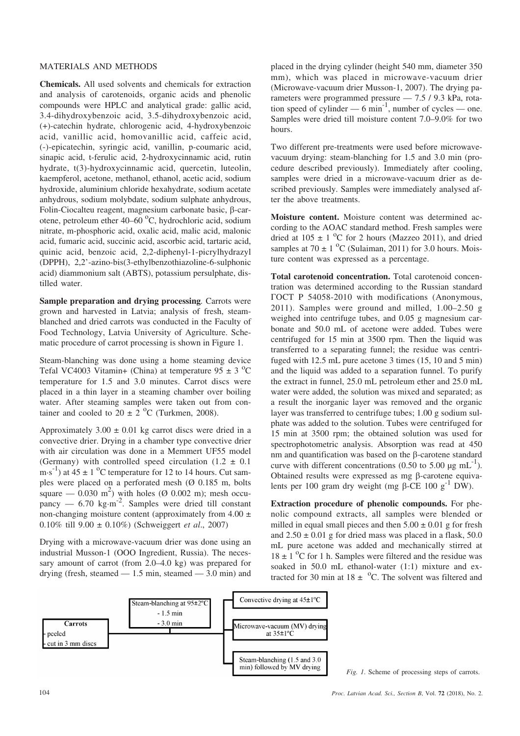## MATERIALS AND METHODS

**Chemicals.** All used solvents and chemicals for extraction and analysis of carotenoids, organic acids and phenolic compounds were HPLC and analytical grade: gallic acid, 3.4-dihydroxybenzoic acid, 3.5-dihydroxybenzoic acid, (+)-catechin hydrate, chlorogenic acid, 4-hydroxybenzoic acid, vanillic acid, homovanillic acid, caffeic acid, (-)-epicatechin, syringic acid, vanillin, p-coumaric acid, sinapic acid, t-ferulic acid, 2-hydroxycinnamic acid, rutin hydrate, t(3)-hydroxycinnamic acid, quercetin, luteolin, kaempferol, acetone, methanol, ethanol, acetic acid, sodium hydroxide, aluminium chloride hexahydrate, sodium acetate anhydrous, sodium molybdate, sodium sulphate anhydrous, Folin-Ciocalteu reagent, magnesium carbonate basic, β-carotene, petroleum ether 40–60 °C, hydrochloric acid, sodium nitrate, m-phosphoric acid, oxalic acid, malic acid, malonic acid, fumaric acid, succinic acid, ascorbic acid, tartaric acid, quinic acid, benzoic acid, 2,2-diphenyl-1-picrylhydrazyl (DPPH), 2,2'-azino-bis(3-ethylbenzothiazoline-6-sulphonic acid) diammonium salt (ABTS), potassium persulphate, distilled water.

**Sample preparation and drying processing**. Carrots were grown and harvested in Latvia; analysis of fresh, steam-blanched and dried carrots was conducted in the Faculty of Food Technology, Latvia University of Agriculture. Schematic procedure of carrot processing is shown in Figure 1.

Steam-blanching was done using a home steaming device Tefal VC4003 Vitamin+ (China) at temperature 95 ± 3 °C temperature for 1.5 and 3.0 minutes. Carrot discs were placed in a thin layer in a steaming chamber over boiling water. After steaming samples were taken out from container and cooled to 20 ± 2 °C (Turkmen, 2008).

Approximately 3.00 ± 0.01 kg carrot discs were dried in a convective drier. Drying in a chamber type convective drier with air circulation was done in a Memmert UF55 model (Germany) with controlled speed circulation (1.2 ± 0.1 $m \cdot s^{-1}$) at 45 ± 1 °C temperature for 12 to 14 hours. Cut samples were placed on a perforated mesh (Ø 0.185 m, bolts square — 0.030 $m^2$) with holes (Ø 0.002 m); mesh occupancy — 6.70 $kg \cdot m^{-2}$. Samples were dried till constant non-changing moisture content (approximately from 4.00 ± 0.10% till 9.00 ± 0.10%) (Schweiggert *et al*., 2007)

Drying with a microwave-vacuum drier was done using an industrial Musson-1 (OOO Ingredient, Russia). The necessary amount of carrot (from 2.0–4.0 kg) was prepared for drying (fresh, steamed — 1.5 min, steamed — 3.0 min) and placed in the drying cylinder (height 540 mm, diameter 350 mm), which was placed in microwave-vacuum drier (Microwave-vacuum drier Musson-1, 2007). The drying parameters were programmed pressure — 7.5 / 9.3 kPa, rotation speed of cylinder — 6 $min^{-1}$, number of cycles — one. Samples were dried till moisture content 7.0–9.0% for two hours.

Two different pre-treatments were used before microwave-vacuum drying: steam-blanching for 1.5 and 3.0 min (procedure described previously). Immediately after cooling, samples were dried in a microwave-vacuum drier as described previously. Samples were immediately analysed after the above treatments.

**Moisture content.** Moisture content was determined according to the AOAC standard method. Fresh samples were dried at 105 ± 1 °C for 2 hours (Mazzeo 2011), and dried samples at 70 ± 1 °C (Sulaiman, 2011) for 3.0 hours. Moisture content was expressed as a percentage.

**Total carotenoid concentration.** Total carotenoid concentration was determined according to the Russian standard ГОСТ Р 54058-2010 with modifications (Anonymous, 2011). Samples were ground and milled, 1.00–2.50 g weighed into centrifuge tubes, and 0.05 g magnesium carbonate and 50.0 mL of acetone were added. Tubes were centrifuged for 15 min at 3500 rpm. Then the liquid was transferred to a separating funnel; the residue was centrifuged with 12.5 mL pure acetone 3 times (15, 10 and 5 min) and the liquid was added to a separation funnel. To purify the extract in funnel, 25.0 mL petroleum ether and 25.0 mL water were added, the solution was mixed and separated; as a result the inorganic layer was removed and the organic layer was transferred to centrifuge tubes; 1.00 g sodium sulphate was added to the solution. Tubes were centrifuged for 15 min at 3500 rpm; the obtained solution was used for spectrophotometric analysis. Absorption was read at 450 nm and quantification was based on the β-carotene standard curve with different concentrations (0.50 to 5.00 μg $mL^{-1}$). Obtained results were expressed as mg β-carotene equivalents per 100 gram dry weight (mg β-CE 100 $g^{-1}$ DW).

**Extraction procedure of phenolic compounds.** For phenolic compound extracts, all samples were blended or milled in equal small pieces and then 5.00 ± 0.01 g for fresh and 2.50 ± 0.01 g for dried mass was placed in a flask, 50.0 mL pure acetone was added and mechanically stirred at 18 ± 1 °C for 1 h. Samples were filtered and the residue was soaked in 50.0 mL ethanol-water (1:1) mixture and extracted for 30 min at 18 ± °C. The solvent was filtered and

| Carrots | Steam-blanching at 95±2°C | Processing |
|---|---|---|
| - peeled | - 1.5 min | Convective drying at 45±1°C |
| - cut in 3 mm discs | - 3.0 min | Microwave-vacuum (MV) drying at 35±1°C |
| | | Steam-blanching (1.5 and 3.0 min) followed by MV drying |

*Fig. 1.* Scheme of processing steps of carrots.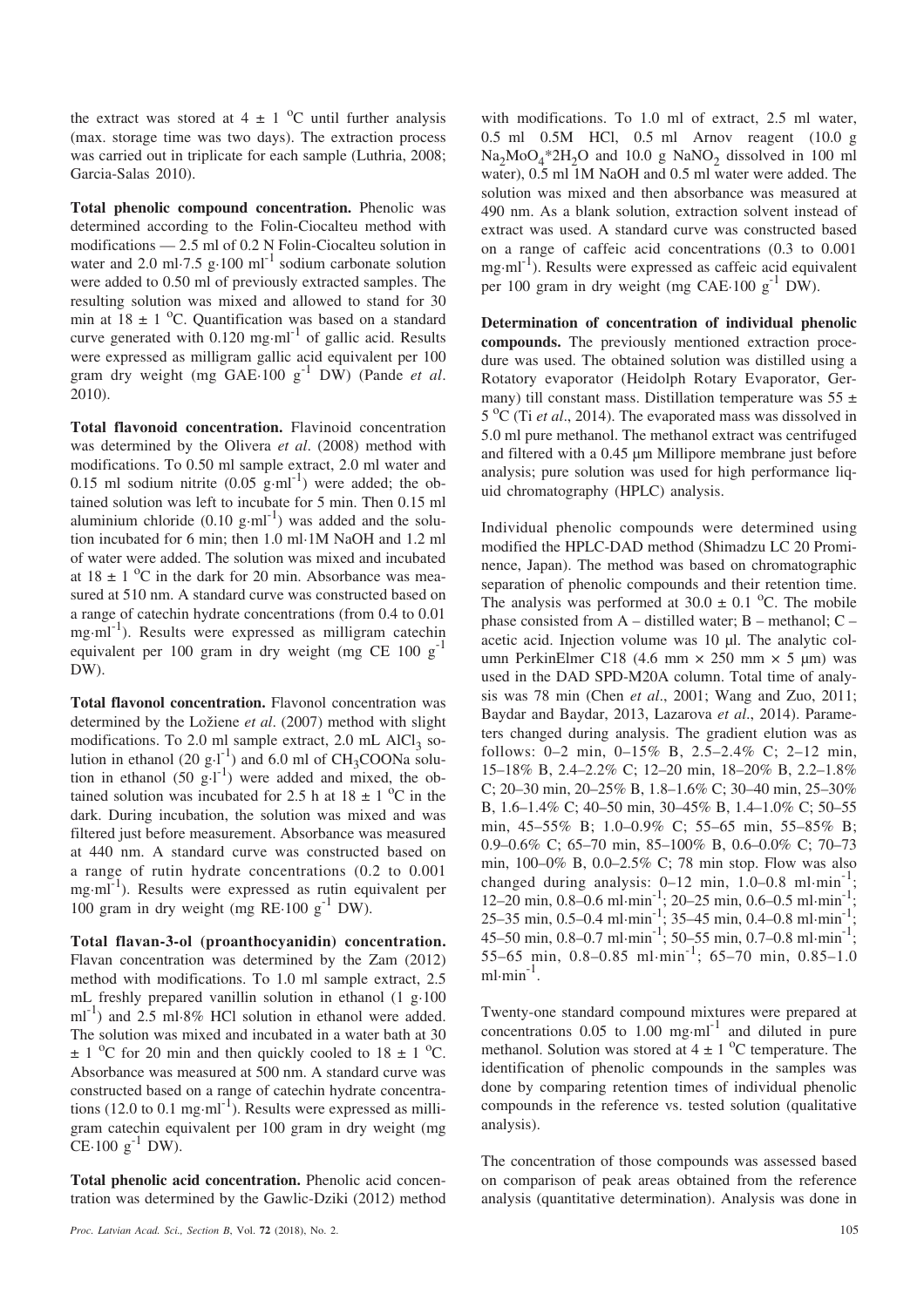the extract was stored at 4 ± 1 °C until further analysis (max. storage time was two days). The extraction process was carried out in triplicate for each sample (Luthria, 2008; Garcia-Salas 2010).

**Total phenolic compound concentration.** Phenolic was determined according to the Folin-Ciocalteu method with modifications — 2.5 ml of 0.2 N Folin-Ciocalteu solution in water and 2.0 ml·7.5 g·100 $ml^{-1}$ sodium carbonate solution were added to 0.50 ml of previously extracted samples. The resulting solution was mixed and allowed to stand for 30 min at 18 ± 1 °C. Quantification was based on a standard curve generated with 0.120 mg·$ml^{-1}$ of gallic acid. Results were expressed as milligram gallic acid equivalent per 100 gram dry weight (mg GAE·100 $g^{-1}$ DW) (Pande *et al*. 2010).

**Total flavonoid concentration.** Flavinoid concentration was determined by the Olivera *et al*. (2008) method with modifications. To 0.50 ml sample extract, 2.0 ml water and 0.15 ml sodium nitrite (0.05 g·$ml^{-1}$) were added; the obtained solution was left to incubate for 5 min. Then 0.15 ml aluminium chloride (0.10 g·$ml^{-1}$) was added and the solution incubated for 6 min; then 1.0 ml·1M NaOH and 1.2 ml of water were added. The solution was mixed and incubated at 18 ± 1 °C in the dark for 20 min. Absorbance was measured at 510 nm. A standard curve was constructed based on a range of catechin hydrate concentrations (from 0.4 to 0.01 mg·$ml^{-1}$). Results were expressed as milligram catechin equivalent per 100 gram in dry weight (mg CE 100 $g^{-1}$ DW).

**Total flavonol concentration.** Flavonol concentration was determined by the Ložiene *et al*. (2007) method with slight modifications. To 2.0 ml sample extract, 2.0 mL $AlCl_3$ solution in ethanol (20 g·$l^{-1}$) and 6.0 ml of $CH_3COONa$ solution in ethanol (50 g·$l^{-1}$) were added and mixed, the obtained solution was incubated for 2.5 h at 18 ± 1 °C in the dark. During incubation, the solution was mixed and was filtered just before measurement. Absorbance was measured at 440 nm. A standard curve was constructed based on a range of rutin hydrate concentrations (0.2 to 0.001 mg·$ml^{-1}$). Results were expressed as rutin equivalent per 100 gram in dry weight (mg RE·100 $g^{-1}$ DW).

**Total flavan-3-ol (proanthocyanidin) concentration.** Flavan concentration was determined by the Zam (2012) method with modifications. To 1.0 ml sample extract, 2.5 mL freshly prepared vanillin solution in ethanol (1 g·100 $ml^{-1}$) and 2.5 ml·8% HCl solution in ethanol were added. The solution was mixed and incubated in a water bath at 30 ± 1 °C for 20 min and then quickly cooled to 18 ± 1 °C. Absorbance was measured at 500 nm. A standard curve was constructed based on a range of catechin hydrate concentrations (12.0 to 0.1 mg·$ml^{-1}$). Results were expressed as milligram catechin equivalent per 100 gram in dry weight (mg CE·100 $g^{-1}$ DW).

**Total phenolic acid concentration.** Phenolic acid concentration was determined by the Gawlic-Dziki (2012) method with modifications. To 1.0 ml of extract, 2.5 ml water, 0.5 ml 0.5M HCl, 0.5 ml Arnov reagent (10.0 g $Na_2MoO_4$*$2H_2O$ and 10.0 g $NaNO_2$ dissolved in 100 ml water), 0.5 ml 1M NaOH and 0.5 ml water were added. The solution was mixed and then absorbance was measured at 490 nm. As a blank solution, extraction solvent instead of extract was used. A standard curve was constructed based on a range of caffeic acid concentrations (0.3 to 0.001 mg·$ml^{-1}$). Results were expressed as caffeic acid equivalent per 100 gram in dry weight (mg CAE·100 $g^{-1}$ DW).

**Determination of concentration of individual phenolic compounds.** The previously mentioned extraction procedure was used. The obtained solution was distilled using a Rotatory evaporator (Heidolph Rotary Evaporator, Germany) till constant mass. Distillation temperature was 55 ± 5 °C (Ti *et al*., 2014). The evaporated mass was dissolved in 5.0 ml pure methanol. The methanol extract was centrifuged and filtered with a 0.45 μm Millipore membrane just before analysis; pure solution was used for high performance liquid chromatography (HPLC) analysis.

Individual phenolic compounds were determined using modified the HPLC-DAD method (Shimadzu LC 20 Prominence, Japan). The method was based on chromatographic separation of phenolic compounds and their retention time. The analysis was performed at 30.0 ± 0.1 °C. The mobile phase consisted from A – distilled water; B – methanol; C – acetic acid. Injection volume was 10 μl. The analytic column PerkinElmer C18 (4.6 mm × 250 mm × 5 μm) was used in the DAD SPD-M20A column. Total time of analysis was 78 min (Chen *et al*., 2001; Wang and Zuo, 2011; Baydar and Baydar, 2013, Lazarova *et al*., 2014). Parameters changed during analysis. The gradient elution was as follows: 0–2 min, 0–15% B, 2.5–2.4% C; 2–12 min, 15–18% B, 2.4–2.2% C; 12–20 min, 18–20% B, 2.2–1.8% C; 20–30 min, 20–25% B, 1.8–1.6% C; 30–40 min, 25–30% B, 1.6–1.4% C; 40–50 min, 30–45% B, 1.4–1.0% C; 50–55 min, 45–55% B; 1.0–0.9% C; 55–65 min, 55–85% B; 0.9–0.6% C; 65–70 min, 85–100% B, 0.6–0.0% C; 70–73 min, 100–0% B, 0.0–2.5% C; 78 min stop. Flow was also changed during analysis: 0–12 min, 1.0–0.8 ml·$min^{-1}$; 12–20 min, 0.8–0.6 ml·$min^{-1}$; 20–25 min, 0.6–0.5 ml·$min^{-1}$; 25–35 min, 0.5–0.4 ml·$min^{-1}$; 35–45 min, 0.4–0.8 ml·$min^{-1}$; 45–50 min, 0.8–0.7 ml·$min^{-1}$; 50–55 min, 0.7–0.8 ml·$min^{-1}$; 55–65 min, 0.8–0.85 ml·$min^{-1}$; 65–70 min, 0.85–1.0 ml·$min^{-1}$.

Twenty-one standard compound mixtures were prepared at concentrations 0.05 to 1.00 mg·$ml^{-1}$ and diluted in pure methanol. Solution was stored at 4 ± 1 °C temperature. The identification of phenolic compounds in the samples was done by comparing retention times of individual phenolic compounds in the reference vs. tested solution (qualitative analysis).

The concentration of those compounds was assessed based on comparison of peak areas obtained from the reference analysis (quantitative determination). Analysis was done in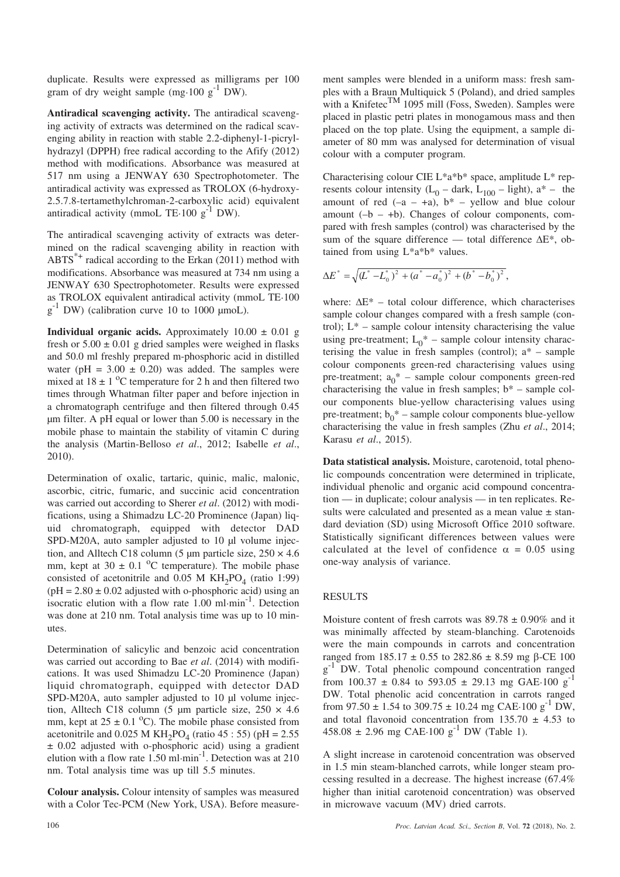duplicate. Results were expressed as milligrams per 100 gram of dry weight sample (mg·100 $g^{-1}$ DW).

**Antiradical scavenging activity.** The antiradical scavenging activity of extracts was determined on the radical scavenging ability in reaction with stable 2.2-diphenyl-1-picrylhydrazyl (DPPH) free radical according to the Afify (2012) method with modifications. Absorbance was measured at 517 nm using a JENWAY 630 Spectrophotometer. The antiradical activity was expressed as TROLOX (6-hydroxy-2.5.7.8-tertamethylchroman-2-carboxylic acid) equivalent antiradical activity (mmoL TE·100 $g^{-1}$ DW).

The antiradical scavenging activity of extracts was determined on the radical scavenging ability in reaction with $ABTS^{*+}$ radical according to the Erkan (2011) method with modifications. Absorbance was measured at 734 nm using a JENWAY 630 Spectrophotometer. Results were expressed as TROLOX equivalent antiradical activity (mmoL TE·100 $g^{-1}$ DW) (calibration curve 10 to 1000 μmoL).

**Individual organic acids.** Approximately 10.00 ± 0.01 g fresh or 5.00 ± 0.01 g dried samples were weighed in flasks and 50.0 ml freshly prepared m-phosphoric acid in distilled water (pH = 3.00 ± 0.20) was added. The samples were mixed at 18 ± 1 °C temperature for 2 h and then filtered two times through Whatman filter paper and before injection in a chromatograph centrifuge and then filtered through 0.45 μm filter. A pH equal or lower than 5.00 is necessary in the mobile phase to maintain the stability of vitamin C during the analysis (Martin-Belloso *et al*., 2012; Isabelle *et al*., 2010).

Determination of oxalic, tartaric, quinic, malic, malonic, ascorbic, citric, fumaric, and succinic acid concentration was carried out according to Sherer *et al*. (2012) with modifications, using a Shimadzu LC-20 Prominence (Japan) liquid chromatograph, equipped with detector DAD SPD-M20A, auto sampler adjusted to 10 μl volume injection, and Alltech C18 column (5 μm particle size, 250 × 4.6 mm, kept at 30 ± 0.1 °C temperature). The mobile phase consisted of acetonitrile and 0.05 M $KH_2PO_4$ (ratio 1:99) (pH = 2.80 ± 0.02 adjusted with o-phosphoric acid) using an isocratic elution with a flow rate 1.00 ml·$min^{-1}$. Detection was done at 210 nm. Total analysis time was up to 10 minutes.

Determination of salicylic and benzoic acid concentration was carried out according to Bae *et al*. (2014) with modifications. It was used Shimadzu LC-20 Prominence (Japan) liquid chromatograph, equipped with detector DAD SPD-M20A, auto sampler adjusted to 10 μl volume injection, Alltech C18 column (5 μm particle size, 250 × 4.6 mm, kept at 25 ± 0.1 °C). The mobile phase consisted from acetonitrile and 0.025 M $KH_2PO_4$ (ratio 45 : 55) (pH = 2.55 ± 0.02 adjusted with o-phosphoric acid) using a gradient elution with a flow rate 1.50 ml·$min^{-1}$. Detection was at 210 nm. Total analysis time was up till 5.5 minutes.

**Colour analysis.** Colour intensity of samples was measured with a Color Tec-PCM (New York, USA). Before measurement samples were blended in a uniform mass: fresh samples with a Braun Multiquick 5 (Poland), and dried samples with a Knifetec™ 1095 mill (Foss, Sweden). Samples were placed in plastic petri plates in monogamous mass and then placed on the top plate. Using the equipment, a sample diameter of 80 mm was analysed for determination of visual colour with a computer program.

Characterising colour CIE L*a*b* space, amplitude L* represents colour intensity ($L_0$ – dark, $L_{100}$ – light), a* – the amount of red (–a – +a), b* – yellow and blue colour amount (–b – +b). Changes of colour components, compared with fresh samples (control) was characterised by the sum of the square difference — total difference ΔE*, obtained from using L*a*b* values.

$$\Delta E^* = \sqrt{(L^* - L_0^*)^2 + (a^* - a_0^*)^2 + (b^* - b_0^*)^2},$$

where: ΔE* – total colour difference, which characterises sample colour changes compared with a fresh sample (control); L* – sample colour intensity characterising the value using pre-treatment; $L_0^*$ – sample colour intensity characterising the value in fresh samples (control); a* – sample colour components green-red characterising values using pre-treatment; $a_0^*$ – sample colour components green-red characterising the value in fresh samples; b* – sample colour components blue-yellow characterising values using pre-treatment; $b_0^*$ – sample colour components blue-yellow characterising the value in fresh samples (Zhu *et al*., 2014; Karasu *et al*., 2015).

**Data statistical analysis.** Moisture, carotenoid, total phenolic compounds concentration were determined in triplicate, individual phenolic and organic acid compound concentration — in duplicate; colour analysis — in ten replicates. Results were calculated and presented as a mean value ± standard deviation (SD) using Microsoft Office 2010 software. Statistically significant differences between values were calculated at the level of confidence α = 0.05 using one-way analysis of variance.

## RESULTS

Moisture content of fresh carrots was 89.78 ± 0.90% and it was minimally affected by steam-blanching. Carotenoids were the main compounds in carrots and concentration ranged from 185.17 ± 0.55 to 282.86 ± 8.59 mg β-CE 100 $g^{-1}$ DW. Total phenolic compound concentration ranged from 100.37 ± 0.84 to 593.05 ± 29.13 mg GAE·100 $g^{-1}$ DW. Total phenolic acid concentration in carrots ranged from 97.50 ± 1.54 to 309.75 ± 10.24 mg CAE·100 $g^{-1}$ DW, and total flavonoid concentration from 135.70 ± 4.53 to 458.08 ± 2.96 mg CAE·100 $g^{-1}$ DW (Table 1).

A slight increase in carotenoid concentration was observed in 1.5 min steam-blanched carrots, while longer steam processing resulted in a decrease. The highest increase (67.4% higher than initial carotenoid concentration) was observed in microwave vacuum (MV) dried carrots.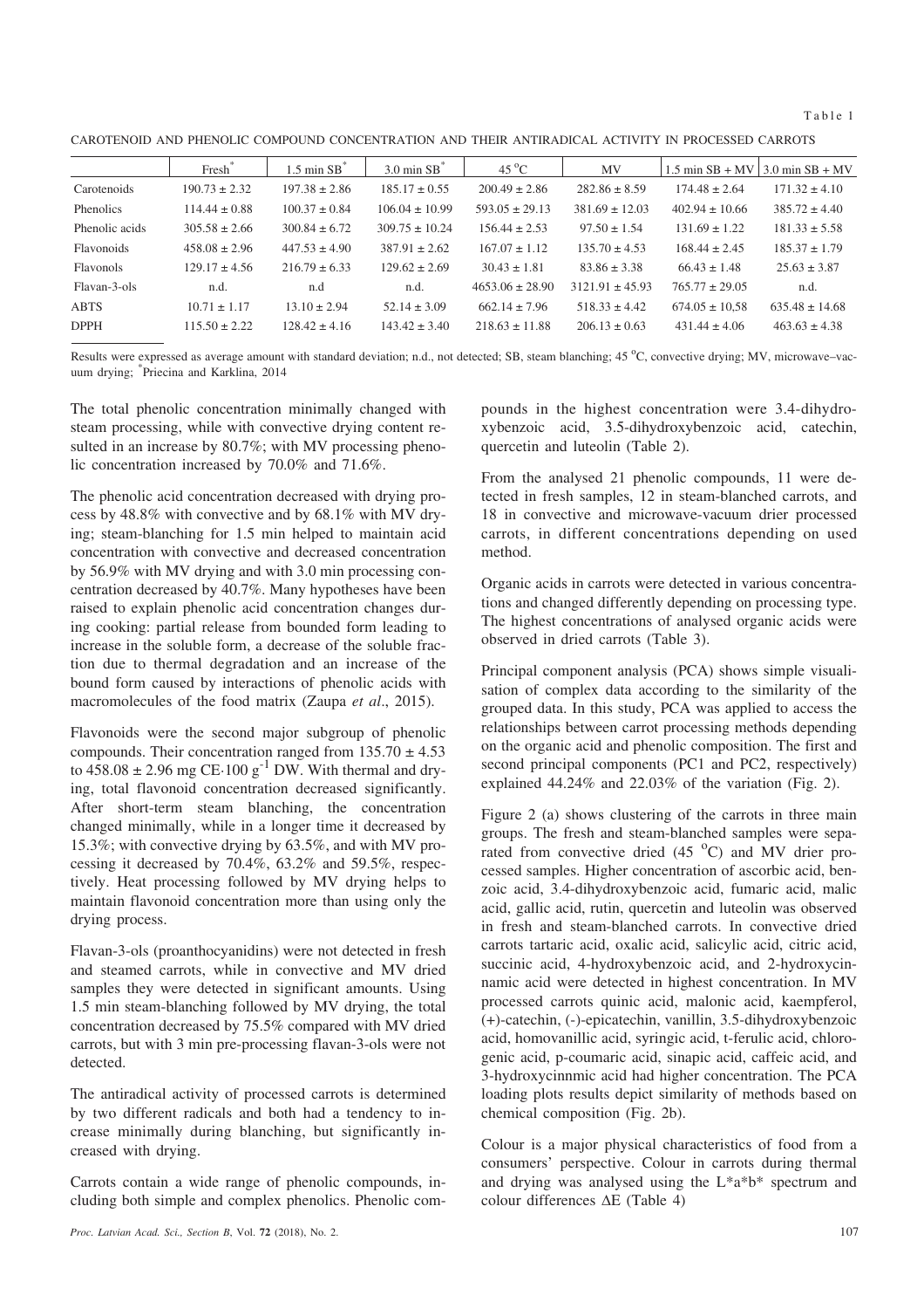Table 1

CAROTENOID AND PHENOLIC COMPOUND CONCENTRATION AND THEIR ANTIRADICAL ACTIVITY IN PROCESSED CARROTS

| | Fresh* | 1.5 min SB* | 3.0 min SB* | 45 °C | MV | 1.5 min SB + MV | 3.0 min SB + MV |
|---|---|---|---|---|---|---|---|
| Carotenoids | 190.73 ± 2.32 | 197.38 ± 2.86 | 185.17 ± 0.55 | 200.49 ± 2.86 | 282.86 ± 8.59 | 174.48 ± 2.64 | 171.32 ± 4.10 |
| Phenolics | 114.44 ± 0.88 | 100.37 ± 0.84 | 106.04 ± 10.99 | 593.05 ± 29.13 | 381.69 ± 12.03 | 402.94 ± 10.66 | 385.72 ± 4.40 |
| Phenolic acids | 305.58 ± 2.66 | 300.84 ± 6.72 | 309.75 ± 10.24 | 156.44 ± 2.53 | 97.50 ± 1.54 | 131.69 ± 1.22 | 181.33 ± 5.58 |
| Flavonoids | 458.08 ± 2.96 | 447.53 ± 4.90 | 387.91 ± 2.62 | 167.07 ± 1.12 | 135.70 ± 4.53 | 168.44 ± 2.45 | 185.37 ± 1.79 |
| Flavonols | 129.17 ± 4.56 | 216.79 ± 6.33 | 129.62 ± 2.69 | 30.43 ± 1.81 | 83.86 ± 3.38 | 66.43 ± 1.48 | 25.63 ± 3.87 |
| Flavan-3-ols | n.d. | n.d | n.d. | 4653.06 ± 28.90 | 3121.91 ± 45.93 | 765.77 ± 29.05 | n.d. |
| ABTS | 10.71 ± 1.17 | 13.10 ± 2.94 | 52.14 ± 3.09 | 662.14 ± 7.96 | 518.33 ± 4.42 | 674.05 ± 10,58 | 635.48 ± 14.68 |
| DPPH | 115.50 ± 2.22 | 128.42 ± 4.16 | 143.42 ± 3.40 | 218.63 ± 11.88 | 206.13 ± 0.63 | 431.44 ± 4.06 | 463.63 ± 4.38 |

Results were expressed as average amount with standard deviation; n.d., not detected; SB, steam blanching; 45 °C, convective drying; MV, microwave–vacuum drying; *Priecina and Karklina, 2014

The total phenolic concentration minimally changed with steam processing, while with convective drying content resulted in an increase by 80.7%; with MV processing phenolic concentration increased by 70.0% and 71.6%.

The phenolic acid concentration decreased with drying process by 48.8% with convective and by 68.1% with MV drying; steam-blanching for 1.5 min helped to maintain acid concentration with convective and decreased concentration by 56.9% with MV drying and with 3.0 min processing concentration decreased by 40.7%. Many hypotheses have been raised to explain phenolic acid concentration changes during cooking: partial release from bounded form leading to increase in the soluble form, a decrease of the soluble fraction due to thermal degradation and an increase of the bound form caused by interactions of phenolic acids with macromolecules of the food matrix (Zaupa *et al*., 2015).

Flavonoids were the second major subgroup of phenolic compounds. Their concentration ranged from 135.70 ± 4.53 to 458.08 ± 2.96 mg CE·100 g$^{-1}$ DW. With thermal and drying, total flavonoid concentration decreased significantly. After short-term steam blanching, the concentration changed minimally, while in a longer time it decreased by 15.3%; with convective drying by 63.5%, and with MV processing it decreased by 70.4%, 63.2% and 59.5%, respectively. Heat processing followed by MV drying helps to maintain flavonoid concentration more than using only the drying process.

Flavan-3-ols (proanthocyanidins) were not detected in fresh and steamed carrots, while in convective and MV dried samples they were detected in significant amounts. Using 1.5 min steam-blanching followed by MV drying, the total concentration decreased by 75.5% compared with MV dried carrots, but with 3 min pre-processing flavan-3-ols were not detected.

The antiradical activity of processed carrots is determined by two different radicals and both had a tendency to increase minimally during blanching, but significantly increased with drying.

Carrots contain a wide range of phenolic compounds, including both simple and complex phenolics. Phenolic compounds in the highest concentration were 3.4-dihydroxybenzoic acid, 3.5-dihydroxybenzoic acid, catechin, quercetin and luteolin (Table 2).

From the analysed 21 phenolic compounds, 11 were detected in fresh samples, 12 in steam-blanched carrots, and 18 in convective and microwave-vacuum drier processed carrots, in different concentrations depending on used method.

Organic acids in carrots were detected in various concentrations and changed differently depending on processing type. The highest concentrations of analysed organic acids were observed in dried carrots (Table 3).

Principal component analysis (PCA) shows simple visualisation of complex data according to the similarity of the grouped data. In this study, PCA was applied to access the relationships between carrot processing methods depending on the organic acid and phenolic composition. The first and second principal components (PC1 and PC2, respectively) explained 44.24% and 22.03% of the variation (Fig. 2).

Figure 2 (a) shows clustering of the carrots in three main groups. The fresh and steam-blanched samples were separated from convective dried (45 °C) and MV drier processed samples. Higher concentration of ascorbic acid, benzoic acid, 3.4-dihydroxybenzoic acid, fumaric acid, malic acid, gallic acid, rutin, quercetin and luteolin was observed in fresh and steam-blanched carrots. In convective dried carrots tartaric acid, oxalic acid, salicylic acid, citric acid, succinic acid, 4-hydroxybenzoic acid, and 2-hydroxycinnamic acid were detected in highest concentration. In MV processed carrots quinic acid, malonic acid, kaempferol, (+)-catechin, (-)-epicatechin, vanillin, 3.5-dihydroxybenzoic acid, homovanillic acid, syringic acid, t-ferulic acid, chlorogenic acid, p-coumaric acid, sinapic acid, caffeic acid, and 3-hydroxycinnmic acid had higher concentration. The PCA loading plots results depict similarity of methods based on chemical composition (Fig. 2b).

Colour is a major physical characteristics of food from a consumers' perspective. Colour in carrots during thermal and drying was analysed using the L*a*b* spectrum and colour differences ΔE (Table 4)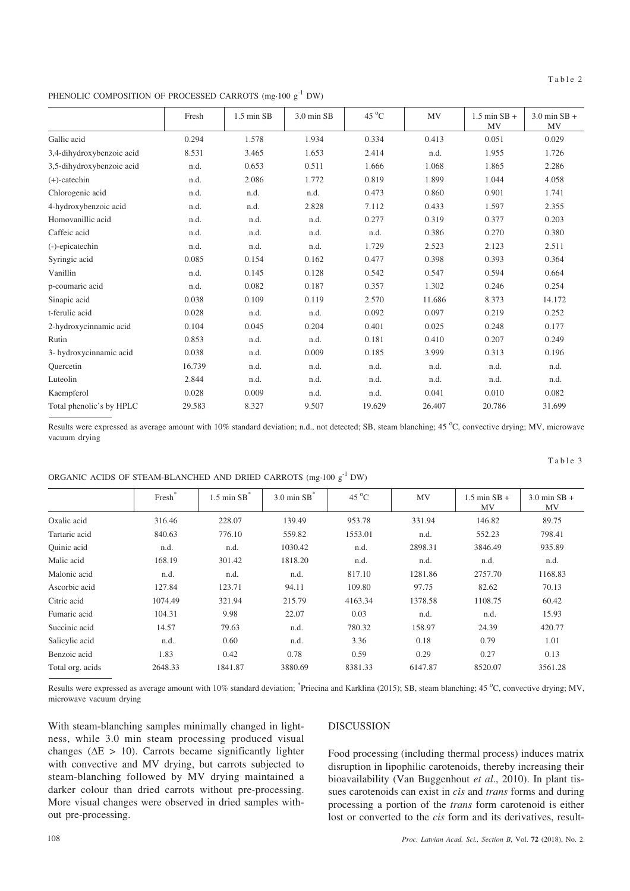Table 2

PHENOLIC COMPOSITION OF PROCESSED CARROTS (mg·100 g$^{-1}$ DW)

| | Fresh | 1.5 min SB | 3.0 min SB | 45 °C | MV | 1.5 min SB + MV | 3.0 min SB + MV |
|---|---|---|---|---|---|---|---|
| Gallic acid | 0.294 | 1.578 | 1.934 | 0.334 | 0.413 | 0.051 | 0.029 |
| 3,4-dihydroxybenzoic acid | 8.531 | 3.465 | 1.653 | 2.414 | n.d. | 1.955 | 1.726 |
| 3,5-dihydroxybenzoic acid | n.d. | 0.653 | 0.511 | 1.666 | 1.068 | 1.865 | 2.286 |
| (+)-catechin | n.d. | 2.086 | 1.772 | 0.819 | 1.899 | 1.044 | 4.058 |
| Chlorogenic acid | n.d. | n.d. | n.d. | 0.473 | 0.860 | 0.901 | 1.741 |
| 4-hydroxybenzoic acid | n.d. | n.d. | 2.828 | 7.112 | 0.433 | 1.597 | 2.355 |
| Homovanillic acid | n.d. | n.d. | n.d. | 0.277 | 0.319 | 0.377 | 0.203 |
| Caffeic acid | n.d. | n.d. | n.d. | n.d. | 0.386 | 0.270 | 0.380 |
| (-)-epicatechin | n.d. | n.d. | n.d. | 1.729 | 2.523 | 2.123 | 2.511 |
| Syringic acid | 0.085 | 0.154 | 0.162 | 0.477 | 0.398 | 0.393 | 0.364 |
| Vanillin | n.d. | 0.145 | 0.128 | 0.542 | 0.547 | 0.594 | 0.664 |
| p-coumaric acid | n.d. | 0.082 | 0.187 | 0.357 | 1.302 | 0.246 | 0.254 |
| Sinapic acid | 0.038 | 0.109 | 0.119 | 2.570 | 11.686 | 8.373 | 14.172 |
| t-ferulic acid | 0.028 | n.d. | n.d. | 0.092 | 0.097 | 0.219 | 0.252 |
| 2-hydroxycinnamic acid | 0.104 | 0.045 | 0.204 | 0.401 | 0.025 | 0.248 | 0.177 |
| Rutin | 0.853 | n.d. | n.d. | 0.181 | 0.410 | 0.207 | 0.249 |
| 3- hydroxycinnamic acid | 0.038 | n.d. | 0.009 | 0.185 | 3.999 | 0.313 | 0.196 |
| Quercetin | 16.739 | n.d. | n.d. | n.d. | n.d. | n.d. | n.d. |
| Luteolin | 2.844 | n.d. | n.d. | n.d. | n.d. | n.d. | n.d. |
| Kaempferol | 0.028 | 0.009 | n.d. | n.d. | 0.041 | 0.010 | 0.082 |
| Total phenolic's by HPLC | 29.583 | 8.327 | 9.507 | 19.629 | 26.407 | 20.786 | 31.699 |

Results were expressed as average amount with 10% standard deviation; n.d., not detected; SB, steam blanching; 45 °C, convective drying; MV, microwave vacuum drying

Table 3

ORGANIC ACIDS OF STEAM-BLANCHED AND DRIED CARROTS (mg·100 g$^{-1}$ DW)

| | Fresh* | 1.5 min SB* | 3.0 min SB* | 45 °C | MV | 1.5 min SB + MV | 3.0 min SB + MV |
|---|---|---|---|---|---|---|---|
| Oxalic acid | 316.46 | 228.07 | 139.49 | 953.78 | 331.94 | 146.82 | 89.75 |
| Tartaric acid | 840.63 | 776.10 | 559.82 | 1553.01 | n.d. | 552.23 | 798.41 |
| Quinic acid | n.d. | n.d. | 1030.42 | n.d. | 2898.31 | 3846.49 | 935.89 |
| Malic acid | 168.19 | 301.42 | 1818.20 | n.d. | n.d. | n.d. | n.d. |
| Malonic acid | n.d. | n.d. | n.d. | 817.10 | 1281.86 | 2757.70 | 1168.83 |
| Ascorbic acid | 127.84 | 123.71 | 94.11 | 109.80 | 97.75 | 82.62 | 70.13 |
| Citric acid | 1074.49 | 321.94 | 215.79 | 4163.34 | 1378.58 | 1108.75 | 60.42 |
| Fumaric acid | 104.31 | 9.98 | 22.07 | 0.03 | n.d. | n.d. | 15.93 |
| Succinic acid | 14.57 | 79.63 | n.d. | 780.32 | 158.97 | 24.39 | 420.77 |
| Salicylic acid | n.d. | 0.60 | n.d. | 3.36 | 0.18 | 0.79 | 1.01 |
| Benzoic acid | 1.83 | 0.42 | 0.78 | 0.59 | 0.29 | 0.27 | 0.13 |
| Total org. acids | 2648.33 | 1841.87 | 3880.69 | 8381.33 | 6147.87 | 8520.07 | 3561.28 |

Results were expressed as average amount with 10% standard deviation; *Priecina and Karklina (2015); SB, steam blanching; 45 °C, convective drying; MV, microwave vacuum drying

With steam-blanching samples minimally changed in lightness, while 3.0 min steam processing produced visual changes ($\Delta E > 10$). Carrots became significantly lighter with convective and MV drying, but carrots subjected to steam-blanching followed by MV drying maintained a darker colour than dried carrots without pre-processing. More visual changes were observed in dried samples without pre-processing.

## DISCUSSION

Food processing (including thermal process) induces matrix disruption in lipophilic carotenoids, thereby increasing their bioavailability (Van Buggenhout *et al*., 2010). In plant tissues carotenoids can exist in *cis* and *trans* forms and during processing a portion of the *trans* form carotenoid is either lost or converted to the *cis* form and its derivatives, result-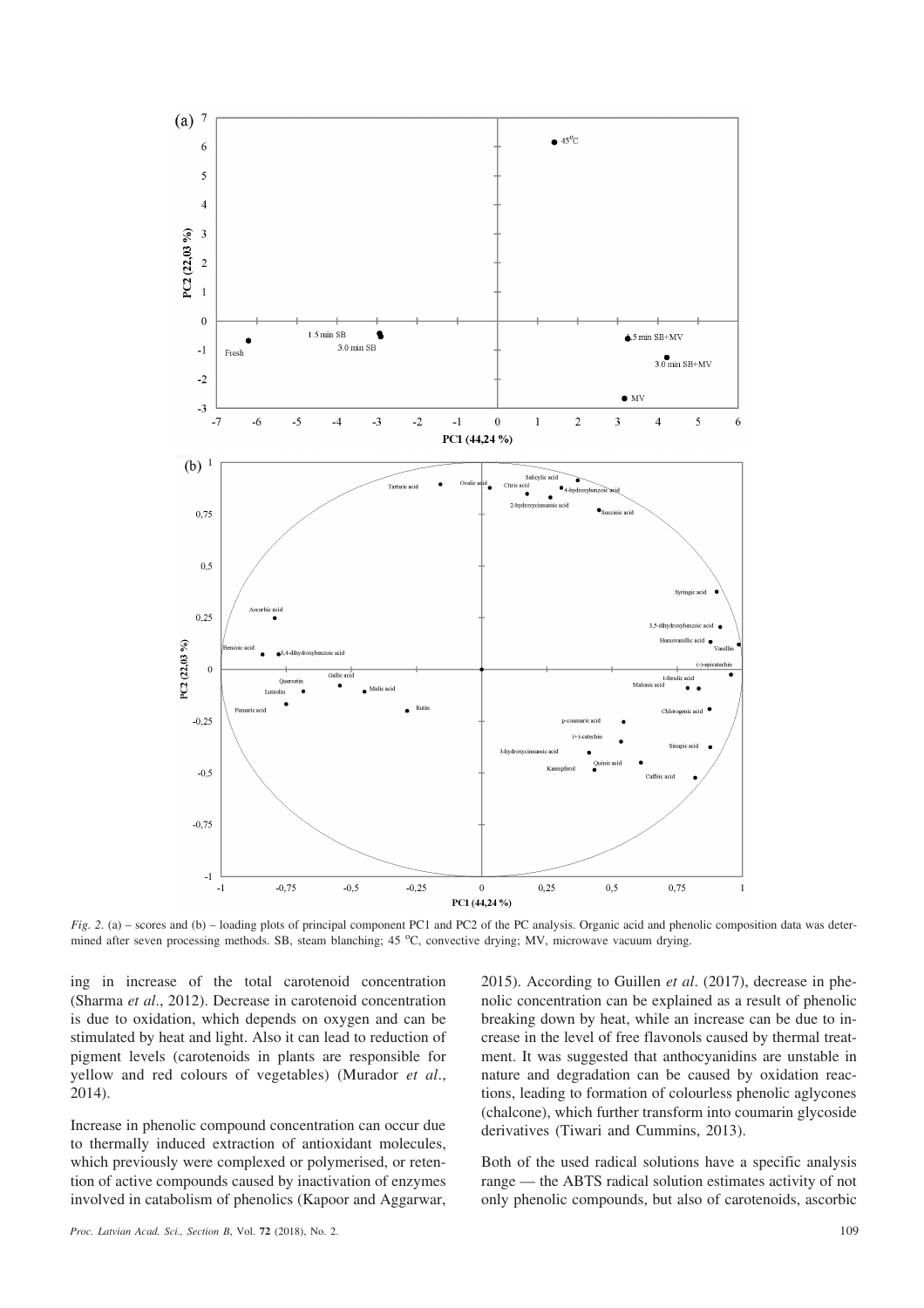*Fig. 2.* (a) – scores and (b) – loading plots of principal component PC1 and PC2 of the PC analysis. Organic acid and phenolic composition data was determined after seven processing methods. SB, steam blanching; 45 °C, convective drying; MV, microwave vacuum drying.

ing in increase of the total carotenoid concentration (Sharma *et al.*, 2012). Decrease in carotenoid concentration is due to oxidation, which depends on oxygen and can be stimulated by heat and light. Also it can lead to reduction of pigment levels (carotenoids in plants are responsible for yellow and red colours of vegetables) (Murador *et al.*, 2014).

Increase in phenolic compound concentration can occur due to thermally induced extraction of antioxidant molecules, which previously were complexed or polymerised, or retention of active compounds caused by inactivation of enzymes involved in catabolism of phenolics (Kapoor and Aggarwar, 2015). According to Guillen *et al.* (2017), decrease in phenolic concentration can be explained as a result of phenolic breaking down by heat, while an increase can be due to increase in the level of free flavonols caused by thermal treatment. It was suggested that anthocyanidins are unstable in nature and degradation can be caused by oxidation reactions, leading to formation of colourless phenolic aglycones (chalcone), which further transform into coumarin glycoside derivatives (Tiwari and Cummins, 2013).

Both of the used radical solutions have a specific analysis range — the ABTS radical solution estimates activity of not only phenolic compounds, but also of carotenoids, ascorbic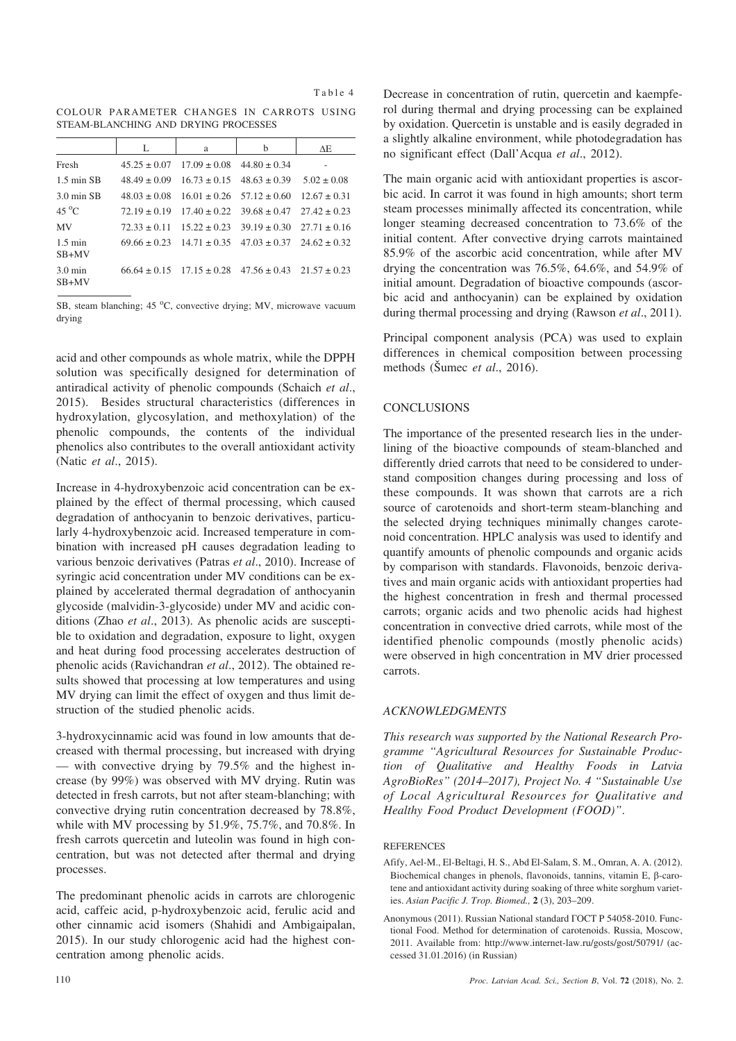Table 4

COLOUR PARAMETER CHANGES IN CARROTS USING STEAM-BLANCHING AND DRYING PROCESSES

| | L | a | b | ΔE |
|---|---|---|---|---|
| Fresh | 45.25 ± 0.07 | 17.09 ± 0.08 | 44.80 ± 0.34 | - |
| 1.5 min SB | 48.49 ± 0.09 | 16.73 ± 0.15 | 48.63 ± 0.39 | 5.02 ± 0.08 |
| 3.0 min SB | 48.03 ± 0.08 | 16.01 ± 0.26 | 57.12 ± 0.60 | 12.67 ± 0.31 |
| 45 °C | 72.19 ± 0.19 | 17.40 ± 0.22 | 39.68 ± 0.47 | 27.42 ± 0.23 |
| MV | 72.33 ± 0.11 | 15.22 ± 0.23 | 39.19 ± 0.30 | 27.71 ± 0.16 |
| 1.5 min SB+MV | 69.66 ± 0.23 | 14.71 ± 0.35 | 47.03 ± 0.37 | 24.62 ± 0.32 |
| 3.0 min SB+MV | 66.64 ± 0.15 | 17.15 ± 0.28 | 47.56 ± 0.43 | 21.57 ± 0.23 |

SB, steam blanching; 45 °C, convective drying; MV, microwave vacuum drying

acid and other compounds as whole matrix, while the DPPH solution was specifically designed for determination of antiradical activity of phenolic compounds (Schaich *et al*., 2015). Besides structural characteristics (differences in hydroxylation, glycosylation, and methoxylation) of the phenolic compounds, the contents of the individual phenolics also contributes to the overall antioxidant activity (Natic *et al*., 2015).

Increase in 4-hydroxybenzoic acid concentration can be explained by the effect of thermal processing, which caused degradation of anthocyanin to benzoic derivatives, particularly 4-hydroxybenzoic acid. Increased temperature in combination with increased pH causes degradation leading to various benzoic derivatives (Patras *et al*., 2010). Increase of syringic acid concentration under MV conditions can be explained by accelerated thermal degradation of anthocyanin glycoside (malvidin-3-glycoside) under MV and acidic conditions (Zhao *et al*., 2013). As phenolic acids are susceptible to oxidation and degradation, exposure to light, oxygen and heat during food processing accelerates destruction of phenolic acids (Ravichandran *et al*., 2012). The obtained results showed that processing at low temperatures and using MV drying can limit the effect of oxygen and thus limit destruction of the studied phenolic acids.

3-hydroxycinnamic acid was found in low amounts that decreased with thermal processing, but increased with drying — with convective drying by 79.5% and the highest increase (by 99%) was observed with MV drying. Rutin was detected in fresh carrots, but not after steam-blanching; with convective drying rutin concentration decreased by 78.8%, while with MV processing by 51.9%, 75.7%, and 70.8%. In fresh carrots quercetin and luteolin was found in high concentration, but was not detected after thermal and drying processes.

The predominant phenolic acids in carrots are chlorogenic acid, caffeic acid, p-hydroxybenzoic acid, ferulic acid and other cinnamic acid isomers (Shahidi and Ambigaipalan, 2015). In our study chlorogenic acid had the highest concentration among phenolic acids.

Decrease in concentration of rutin, quercetin and kaempferol during thermal and drying processing can be explained by oxidation. Quercetin is unstable and is easily degraded in a slightly alkaline environment, while photodegradation has no significant effect (Dall'Acqua *et al*., 2012).

The main organic acid with antioxidant properties is ascorbic acid. In carrot it was found in high amounts; short term steam processes minimally affected its concentration, while longer steaming decreased concentration to 73.6% of the initial content. After convective drying carrots maintained 85.9% of the ascorbic acid concentration, while after MV drying the concentration was 76.5%, 64.6%, and 54.9% of initial amount. Degradation of bioactive compounds (ascorbic acid and anthocyanin) can be explained by oxidation during thermal processing and drying (Rawson *et al*., 2011).

Principal component analysis (PCA) was used to explain differences in chemical composition between processing methods (Šumec *et al*., 2016).

## CONCLUSIONS

The importance of the presented research lies in the underlining of the bioactive compounds of steam-blanched and differently dried carrots that need to be considered to understand composition changes during processing and loss of these compounds. It was shown that carrots are a rich source of carotenoids and short-term steam-blanching and the selected drying techniques minimally changes carotenoid concentration. HPLC analysis was used to identify and quantify amounts of phenolic compounds and organic acids by comparison with standards. Flavonoids, benzoic derivatives and main organic acids with antioxidant properties had the highest concentration in fresh and thermal processed carrots; organic acids and two phenolic acids had highest concentration in convective dried carrots, while most of the identified phenolic compounds (mostly phenolic acids) were observed in high concentration in MV drier processed carrots.

### *ACKNOWLEDGMENTS*

*This research was supported by the National Research Programme "Agricultural Resources for Sustainable Production of Qualitative and Healthy Foods in Latvia AgroBioRes" (2014–2017), Project No. 4 "Sustainable Use of Local Agricultural Resources for Qualitative and Healthy Food Product Development (FOOD)".*

## REFERENCES

Afify, Ael-M., El-Beltagi, H. S., Abd El-Salam, S. M., Omran, A. A. (2012). Biochemical changes in phenols, flavonoids, tannins, vitamin E, β-carotene and antioxidant activity during soaking of three white sorghum varieties. *Asian Pacific J. Trop. Biomed.,* **2** (3), 203–209.

Anonymous (2011). Russian National standard ГОСТ Р 54058-2010. Functional Food. Method for determination of carotenoids. Russia, Moscow, 2011. Available from: http://www.internet-law.ru/gosts/gost/50791/ (accessed 31.01.2016) (in Russian)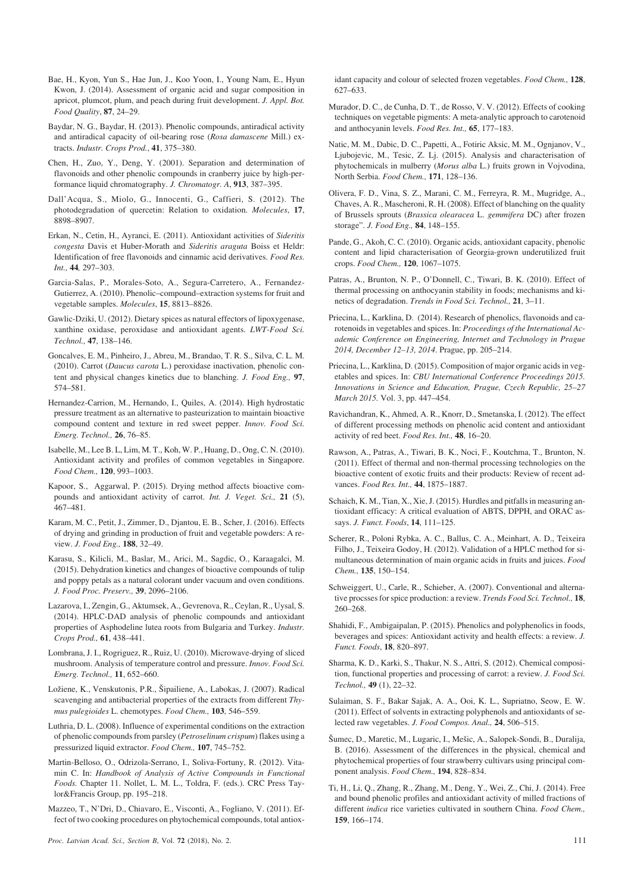Bae, H., Kyon, Yun S., Hae Jun, J., Koo Yoon, I., Young Nam, E., Hyun Kwon, J. (2014). Assessment of organic acid and sugar composition in apricot, plumcot, plum, and peach during fruit development. *J. Appl. Bot. Food Quality*, **87**, 24–29.

Baydar, N. G., Baydar, H. (2013). Phenolic compounds, antiradical activity and antiradical capacity of oil-bearing rose (*Rosa damascene* Mill.) extracts. *Industr. Crops Prod.*, **41**, 375–380.

Chen, H., Zuo, Y., Deng, Y. (2001). Separation and determination of flavonoids and other phenolic compounds in cranberry juice by high-performance liquid chromatography. *J. Chromatogr. A*, **913**, 387–395.

Dall'Acqua, S., Miolo, G., Innocenti, G., Caffieri, S. (2012). The photodegradation of quercetin: Relation to oxidation. *Molecules*, **17**, 8898–8907.

Erkan, N., Cetin, H., Ayranci, E. (2011). Antioxidant activities of *Sideritis congesta* Davis et Huber-Morath and *Sideritis araguta* Boiss et Heldr: Identification of free flavonoids and cinnamic acid derivatives. *Food Res. Int.,* **44***,* 297–303.

Garcia-Salas, P., Morales-Soto, A., Segura-Carretero, A., Fernandez-Gutierrez, A. (2010). Phenolic–compound–extraction systems for fruit and vegetable samples. *Molecules*, **15**, 8813–8826.

Gawlic-Dziki, U. (2012). Dietary spices as natural effectors of lipoxygenase, xanthine oxidase, peroxidase and antioxidant agents. *LWT-Food Sci. Technol.,* **47**, 138–146.

Goncalves, E. M., Pinheiro, J., Abreu, M., Brandao, T. R. S., Silva, C. L. M. (2010). Carrot (*Daucus carota* L.) peroxidase inactivation, phenolic content and physical changes kinetics due to blanching. *J. Food Eng.,* **97**, 574–581.

Hernandez-Carrion, M., Hernando, I., Quiles, A. (2014). High hydrostatic pressure treatment as an alternative to pasteurization to maintain bioactive compound content and texture in red sweet pepper. *Innov. Food Sci. Emerg. Technol.,* **26**, 76–85.

Isabelle, M., Lee B. L, Lim, M. T., Koh, W. P., Huang, D., Ong, C. N. (2010). Antioxidant activity and profiles of common vegetables in Singapore. *Food Chem.,* **120**, 993–1003.

Kapoor, S., Aggarwal, P. (2015). Drying method affects bioactive compounds and antioxidant activity of carrot. *Int. J. Veget. Sci.,* **21** (5), 467–481.

Karam, M. C., Petit, J., Zimmer, D., Djantou, E. B., Scher, J. (2016). Effects of drying and grinding in production of fruit and vegetable powders: A review. *J. Food Eng.,* **188**, 32–49.

Karasu, S., Kilicli, M., Baslar, M., Arici, M., Sagdic, O., Karaagalci, M. (2015). Dehydration kinetics and changes of bioactive compounds of tulip and poppy petals as a natural colorant under vacuum and oven conditions. *J. Food Proc. Preserv.,* **39**, 2096–2106.

Lazarova, I., Zengin, G., Aktumsek, A., Gevrenova, R., Ceylan, R., Uysal, S. (2014). HPLC-DAD analysis of phenolic compounds and antioxidant properties of Asphodeline lutea roots from Bulgaria and Turkey. *Industr. Crops Prod.,* **61**, 438–441.

Lombrana, J. I., Rogriguez, R., Ruiz, U. (2010). Microwave-drying of sliced mushroom. Analysis of temperature control and pressure. *Innov. Food Sci. Emerg. Technol.,* **11**, 652–660.

Ložiene, K., Venskutonis, P.R., Šipailiene, A., Labokas, J. (2007). Radical scavenging and antibacterial properties of the extracts from different *Thymus pulegioides* L. chemotypes. *Food Chem.,* **103**, 546–559.

Luthria, D. L. (2008). Influence of experimental conditions on the extraction of phenolic compounds from parsley (*Petroselinum crispum*) flakes using a pressurized liquid extractor. *Food Chem.,* **107**, 745–752.

Martin-Belloso, O., Odrizola-Serrano, I., Soliva-Fortuny, R. (2012). Vitamin C. In: *Handbook of Analysis of Active Compounds in Functional Foods.* Chapter 11. Nollet, L. M. L., Toldra, F. (eds.). CRC Press Taylor&Francis Group, pp. 195–218.

Mazzeo, T., N'Dri, D., Chiavaro, E., Visconti, A., Fogliano, V. (2011). Effect of two cooking procedures on phytochemical compounds, total antioxidant capacity and colour of selected frozen vegetables. *Food Chem.,* **128**, 627–633.

Murador, D. C., de Cunha, D. T., de Rosso, V. V. (2012). Effects of cooking techniques on vegetable pigments: A meta-analytic approach to carotenoid and anthocyanin levels. *Food Res. Int.,* **65**, 177–183.

Natic, M. M., Dabic, D. C., Papetti, A., Fotiric Aksic, M. M., Ognjanov, V., Ljubojevic, M., Tesic, Z. Lj. (2015). Analysis and characterisation of phytochemicals in mulberry (*Morus alba* L.) fruits grown in Vojvodina, North Serbia. *Food Chem.,* **171**, 128–136.

Olivera, F. D., Vina, S. Z., Marani, C. M., Ferreyra, R. M., Mugridge, A., Chaves, A. R., Mascheroni, R. H. (2008). Effect of blanching on the quality of Brussels sprouts (*Brassica olearacea* L. *gemmifera* DC) after frozen storage". *J. Food Eng.,* **84**, 148–155.

Pande, G., Akoh, C. C. (2010). Organic acids, antioxidant capacity, phenolic content and lipid characterisation of Georgia-grown underutilized fruit crops. *Food Chem.,* **120**, 1067–1075.

Patras, A., Brunton, N. P., O'Donnell, C., Tiwari, B. K. (2010). Effect of thermal processing on anthocyanin stability in foods; mechanisms and kinetics of degradation. *Trends in Food Sci. Technol.,* **21**, 3–11.

Priecina, L., Karklina, D. (2014). Research of phenolics, flavonoids and carotenoids in vegetables and spices. In: *Proceedings of the International Academic Conference on Engineering, Internet and Technology in Prague 2014, December 12–13, 2014*. Prague, pp. 205–214.

Priecina, L., Karklina, D. (2015). Composition of major organic acids in vegetables and spices. In: *CBU International Conference Proceedings 2015. Innovations in Science and Education, Prague, Czech Republic, 25–27 March 2015.* Vol. 3, pp. 447–454.

Ravichandran, K., Ahmed, A. R., Knorr, D., Smetanska, I. (2012). The effect of different processing methods on phenolic acid content and antioxidant activity of red beet. *Food Res. Int.,* **48**, 16–20.

Rawson, A., Patras, A., Tiwari, B. K., Noci, F., Koutchma, T., Brunton, N. (2011). Effect of thermal and non-thermal processing technologies on the bioactive content of exotic fruits and their products: Review of recent advances. *Food Res. Int.,* **44**, 1875–1887.

Schaich, K. M., Tian, X., Xie, J. (2015). Hurdles and pitfalls in measuring antioxidant efficacy: A critical evaluation of ABTS, DPPH, and ORAC assays. *J. Funct. Foods*, **14**, 111–125.

Scherer, R., Poloni Rybka, A. C., Ballus, C. A., Meinhart, A. D., Teixeira Filho, J., Teixeira Godoy, H. (2012). Validation of a HPLC method for simultaneous determination of main organic acids in fruits and juices. *Food Chem.,* **135**, 150–154.

Schweiggert, U., Carle, R., Schieber, A. (2007). Conventional and alternative procsses for spice production: a review. *Trends Food Sci. Technol.,* **18**, 260–268.

Shahidi, F., Ambigaipalan, P. (2015). Phenolics and polyphenolics in foods, beverages and spices: Antioxidant activity and health effects: a review. *J. Funct. Foods*, **18**, 820–897.

Sharma, K. D., Karki, S., Thakur, N. S., Attri, S. (2012). Chemical composition, functional properties and processing of carrot: a review. *J. Food Sci. Technol.,* **49** (1), 22–32.

Sulaiman, S. F., Bakar Sajak, A. A., Ooi, K. L., Supriatno, Seow, E. W. (2011). Effect of solvents in extracting polyphenols and antioxidants of selected raw vegetables. *J. Food Compos. Anal.,* **24**, 506–515.

Šumec, D., Maretic, M., Lugaric, I., Mešic, A., Salopek-Sondi, B., Duralija, B. (2016). Assessment of the differences in the physical, chemical and phytochemical properties of four strawberry cultivars using principal component analysis. *Food Chem.,* **194**, 828–834.

Ti, H., Li, Q., Zhang, R., Zhang, M., Deng, Y., Wei, Z., Chi, J. (2014). Free and bound phenolic profiles and antioxidant activity of milled fractions of different *indica* rice varieties cultivated in southern China. *Food Chem.,* **159**, 166–174.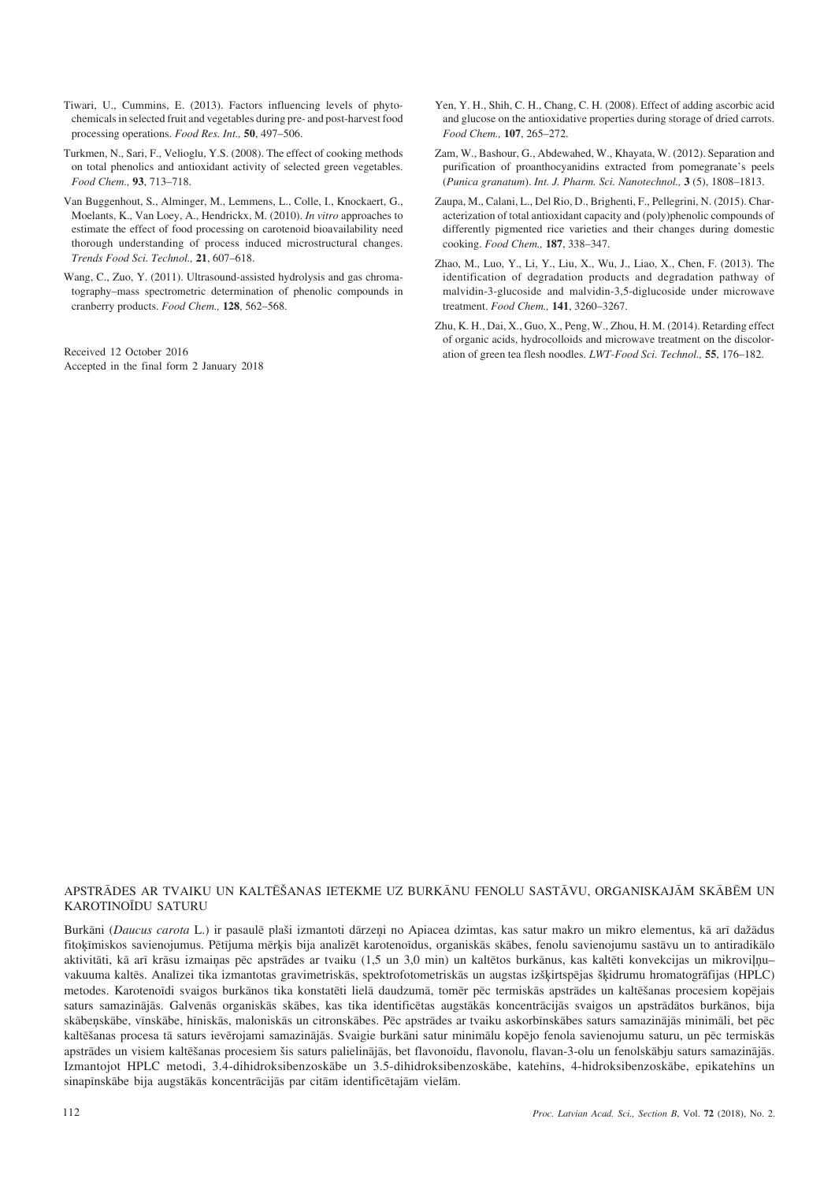Tiwari, U., Cummins, E. (2013). Factors influencing levels of phytochemicals in selected fruit and vegetables during pre- and post-harvest food processing operations. *Food Res. Int.,* **50**, 497–506.

Turkmen, N., Sari, F., Velioglu, Y.S. (2008). The effect of cooking methods on total phenolics and antioxidant activity of selected green vegetables. *Food Chem.,* **93**, 713–718.

Van Buggenhout, S., Alminger, M., Lemmens, L., Colle, I., Knockaert, G., Moelants, K., Van Loey, A., Hendrickx, M. (2010). *In vitro* approaches to estimate the effect of food processing on carotenoid bioavailability need thorough understanding of process induced microstructural changes. *Trends Food Sci. Technol.,* **21**, 607–618.

Wang, C., Zuo, Y. (2011). Ultrasound-assisted hydrolysis and gas chromatography–mass spectrometric determination of phenolic compounds in cranberry products. *Food Chem.,* **128**, 562–568.

Yen, Y. H., Shih, C. H., Chang, C. H. (2008). Effect of adding ascorbic acid and glucose on the antioxidative properties during storage of dried carrots. *Food Chem.,* **107**, 265–272.

Zam, W., Bashour, G., Abdewahed, W., Khayata, W. (2012). Separation and purification of proanthocyanidins extracted from pomegranate's peels (*Punica granatum*). *Int. J. Pharm. Sci. Nanotechnol.,* **3** (5), 1808–1813.

Zaupa, M., Calani, L., Del Rio, D., Brighenti, F., Pellegrini, N. (2015). Characterization of total antioxidant capacity and (poly)phenolic compounds of differently pigmented rice varieties and their changes during domestic cooking. *Food Chem.,* **187**, 338–347.

Zhao, M., Luo, Y., Li, Y., Liu, X., Wu, J., Liao, X., Chen, F. (2013). The identification of degradation products and degradation pathway of malvidin-3-glucoside and malvidin-3,5-diglucoside under microwave treatment. *Food Chem.,* **141**, 3260–3267.

Zhu, K. H., Dai, X., Guo, X., Peng, W., Zhou, H. M. (2014). Retarding effect of organic acids, hydrocolloids and microwave treatment on the discoloration of green tea flesh noodles. *LWT-Food Sci. Technol.,* **55**, 176–182.

Received 12 October 2016
Accepted in the final form 2 January 2018

## APSTRĀDES AR TVAIKU UN KALTĒŠANAS IETEKME UZ BURKĀNU FENOLU SASTĀVU, ORGANISKAJĀM SKĀBĒM UN KAROTINOĪDU SATURU

Burkāni (*Daucus carota* L.) ir pasaulē plaši izmantoti dārzeņi no Apiacea dzimtas, kas satur makro un mikro elementus, kā arī dažādus fitoķīmiskos savienojumus. Pētījuma mērķis bija analizēt karotenoīdus, organiskās skābes, fenolu savienojumu sastāvu un to antiradikālo aktivitāti, kā arī krāsu izmaiņas pēc apstrādes ar tvaiku (1,5 un 3,0 min) un kaltētos burkānus, kas kaltēti konvekcijas un mikroviļņu–vakuuma kaltēs. Analīzei tika izmantotas gravimetriskās, spektrofotometriskās un augstas izšķirtspējas šķidrumu hromatogrāfijas (HPLC) metodes. Karotenoīdi svaigos burkānos tika konstatēti lielā daudzumā, tomēr pēc termiskās apstrādes un kaltēšanas procesiem kopējais saturs samazinājās. Galvenās organiskās skābes, kas tika identificētas augstākās koncentrācijās svaigos un apstrādātos burkānos, bija skābeņskābe, vīnskābe, hīniskās, maloniskās un citronskābes. Pēc apstrādes ar tvaiku askorbīnskābes saturs samazinājās minimāli, bet pēc kaltēšanas procesa tā saturs ievērojami samazinājās. Svaigie burkāni satur minimālu kopējo fenola savienojumu saturu, un pēc termiskās apstrādes un visiem kaltēšanas procesiem šis saturs palielinājās, bet flavonoīdu, flavonolu, flavan-3-olu un fenolskābju saturs samazinājās. Izmantojot HPLC metodi, 3.4-dihidroksibenzoskābe un 3.5-dihidroksibenzoskābe, katehīns, 4-hidroksibenzoskābe, epikatehīns un sinapīnskābe bija augstākās koncentrācijās par citām identificētajām vielām.